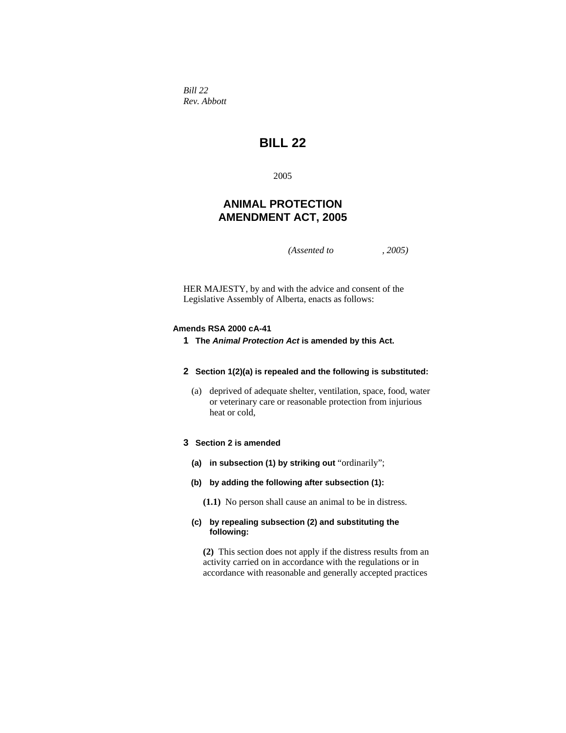*Bill 22*
*Rev. Abbott*

# BILL 22

2005

## ANIMAL PROTECTION AMENDMENT ACT, 2005

*(Assented to , 2005)*

HER MAJESTY, by and with the advice and consent of the Legislative Assembly of Alberta, enacts as follows:

**Amends RSA 2000 cA-41**

**1** **The *Animal Protection Act* is amended by this Act.**

**2** **Section 1(2)(a) is repealed and the following is substituted:**

(a) deprived of adequate shelter, ventilation, space, food, water or veterinary care or reasonable protection from injurious heat or cold,

**3** **Section 2 is amended**

**(a)** **in subsection (1) by striking out** "ordinarily";

**(b)** **by adding the following after subsection (1):**

**(1.1)** No person shall cause an animal to be in distress.

**(c)** **by repealing subsection (2) and substituting the following:**

**(2)** This section does not apply if the distress results from an activity carried on in accordance with the regulations or in accordance with reasonable and generally accepted practices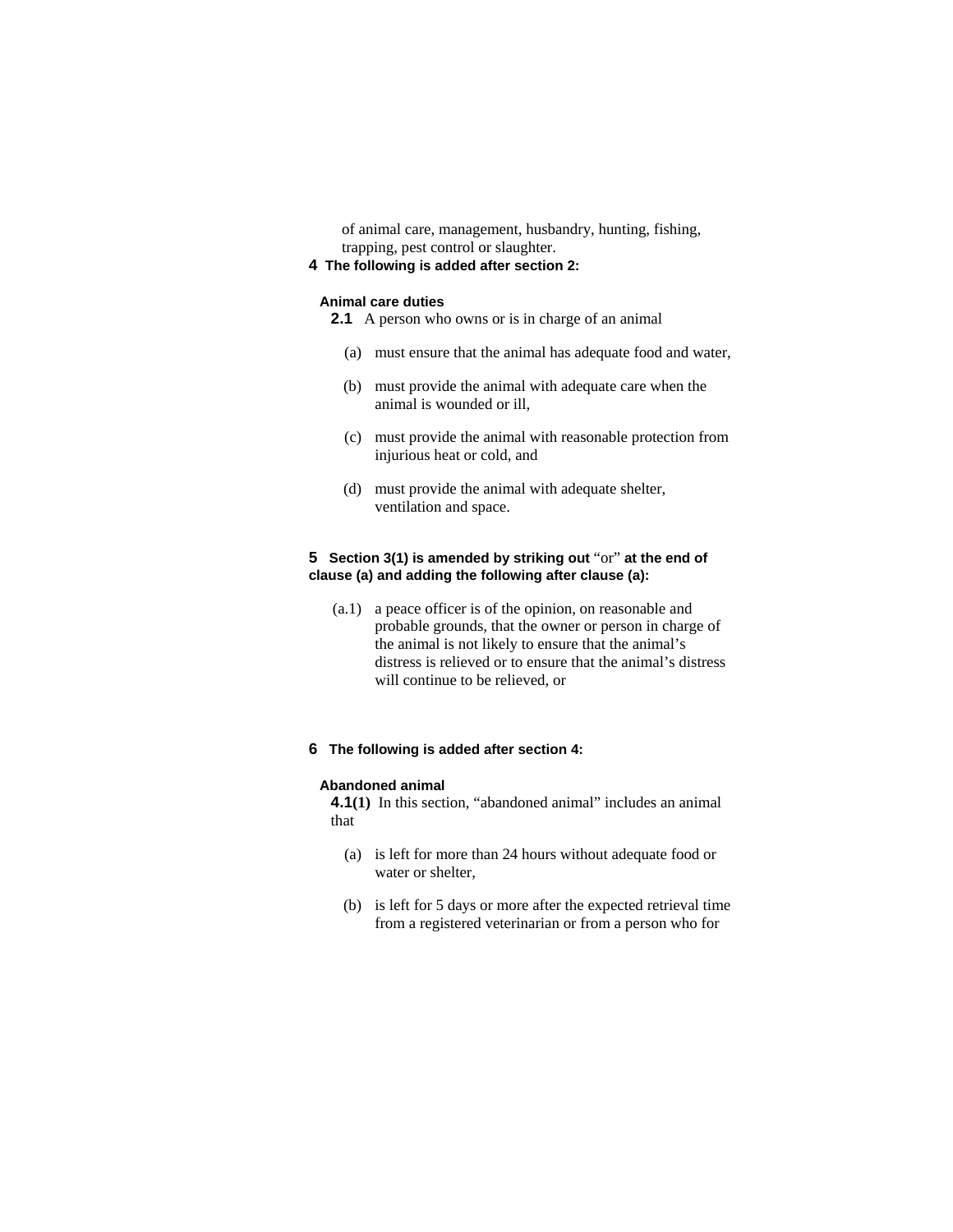of animal care, management, husbandry, hunting, fishing, trapping, pest control or slaughter.

**4 The following is added after section 2:**

**Animal care duties**

**2.1** A person who owns or is in charge of an animal

(a) must ensure that the animal has adequate food and water,

(b) must provide the animal with adequate care when the animal is wounded or ill,

(c) must provide the animal with reasonable protection from injurious heat or cold, and

(d) must provide the animal with adequate shelter, ventilation and space.

**5 Section 3(1) is amended by striking out** "or" **at the end of clause (a) and adding the following after clause (a):**

(a.1) a peace officer is of the opinion, on reasonable and probable grounds, that the owner or person in charge of the animal is not likely to ensure that the animal's distress is relieved or to ensure that the animal's distress will continue to be relieved, or

**6 The following is added after section 4:**

**Abandoned animal**

**4.1(1)** In this section, "abandoned animal" includes an animal that

(a) is left for more than 24 hours without adequate food or water or shelter,

(b) is left for 5 days or more after the expected retrieval time from a registered veterinarian or from a person who for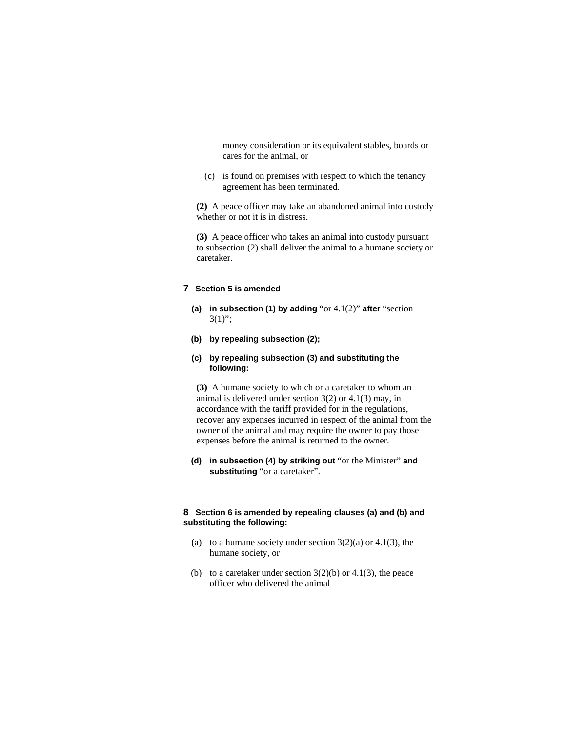money consideration or its equivalent stables, boards or cares for the animal, or

(c) is found on premises with respect to which the tenancy agreement has been terminated.

**(2)** A peace officer may take an abandoned animal into custody whether or not it is in distress.

**(3)** A peace officer who takes an animal into custody pursuant to subsection (2) shall deliver the animal to a humane society or caretaker.

**7 Section 5 is amended**

**(a) in subsection (1) by adding** "or 4.1(2)" **after** "section 3(1)";

**(b) by repealing subsection (2);**

**(c) by repealing subsection (3) and substituting the following:**

**(3)** A humane society to which or a caretaker to whom an animal is delivered under section 3(2) or 4.1(3) may, in accordance with the tariff provided for in the regulations, recover any expenses incurred in respect of the animal from the owner of the animal and may require the owner to pay those expenses before the animal is returned to the owner.

**(d) in subsection (4) by striking out** "or the Minister" **and substituting** "or a caretaker".

**8 Section 6 is amended by repealing clauses (a) and (b) and substituting the following:**

(a) to a humane society under section 3(2)(a) or 4.1(3), the humane society, or

(b) to a caretaker under section 3(2)(b) or 4.1(3), the peace officer who delivered the animal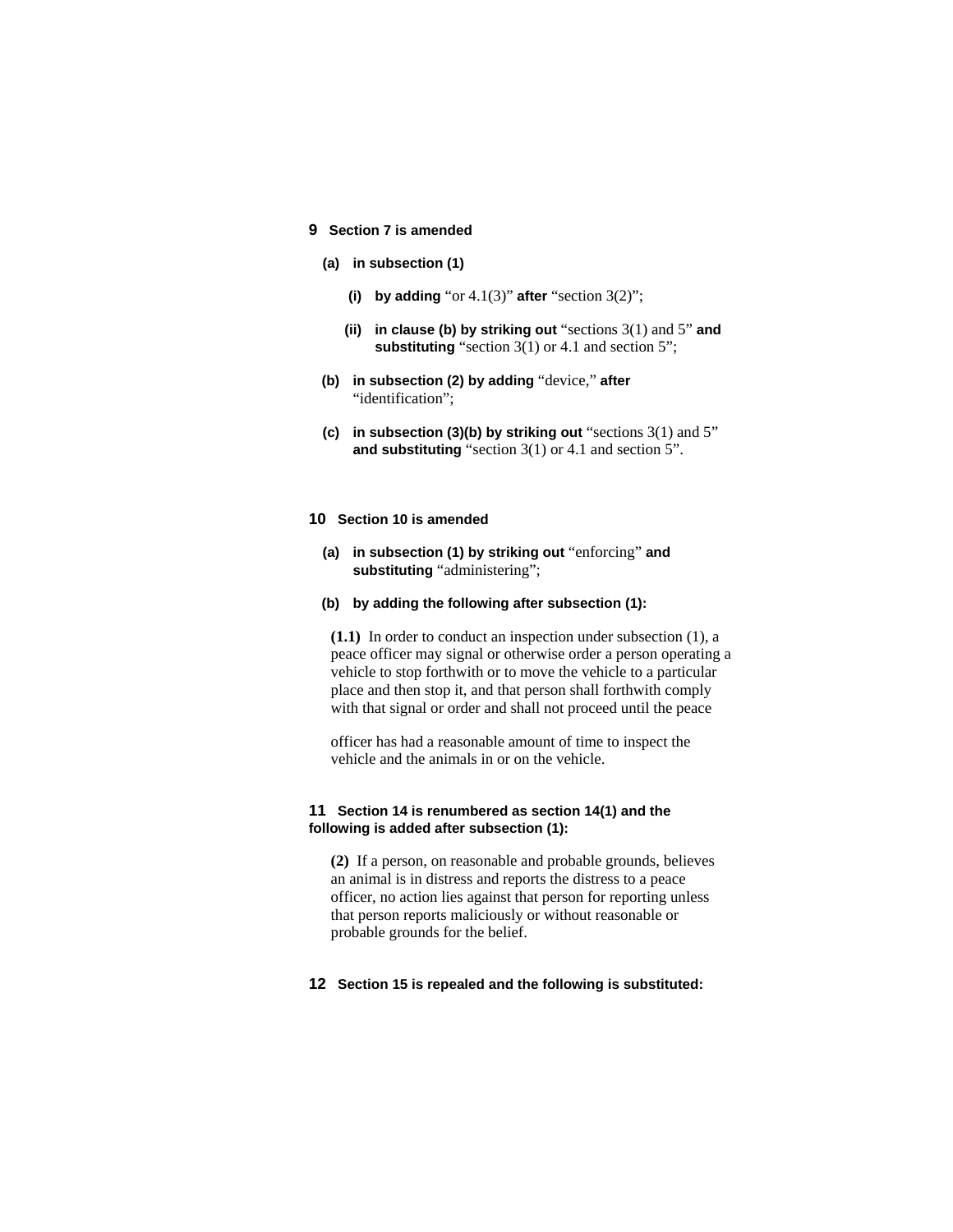**9 Section 7 is amended**

**(a) in subsection (1)**

**(i) by adding** “or 4.1(3)” **after** “section 3(2)”;

**(ii) in clause (b) by striking out** “sections 3(1) and 5” **and substituting** “section 3(1) or 4.1 and section 5”;

**(b) in subsection (2) by adding** “device,” **after** “identification”;

**(c) in subsection (3)(b) by striking out** “sections 3(1) and 5” **and substituting** “section 3(1) or 4.1 and section 5”.

**10 Section 10 is amended**

**(a) in subsection (1) by striking out** “enforcing” **and substituting** “administering”;

**(b) by adding the following after subsection (1):**

**(1.1)** In order to conduct an inspection under subsection (1), a peace officer may signal or otherwise order a person operating a vehicle to stop forthwith or to move the vehicle to a particular place and then stop it, and that person shall forthwith comply with that signal or order and shall not proceed until the peace officer has had a reasonable amount of time to inspect the vehicle and the animals in or on the vehicle.

**11 Section 14 is renumbered as section 14(1) and the following is added after subsection (1):**

**(2)** If a person, on reasonable and probable grounds, believes an animal is in distress and reports the distress to a peace officer, no action lies against that person for reporting unless that person reports maliciously or without reasonable or probable grounds for the belief.

**12 Section 15 is repealed and the following is substituted:**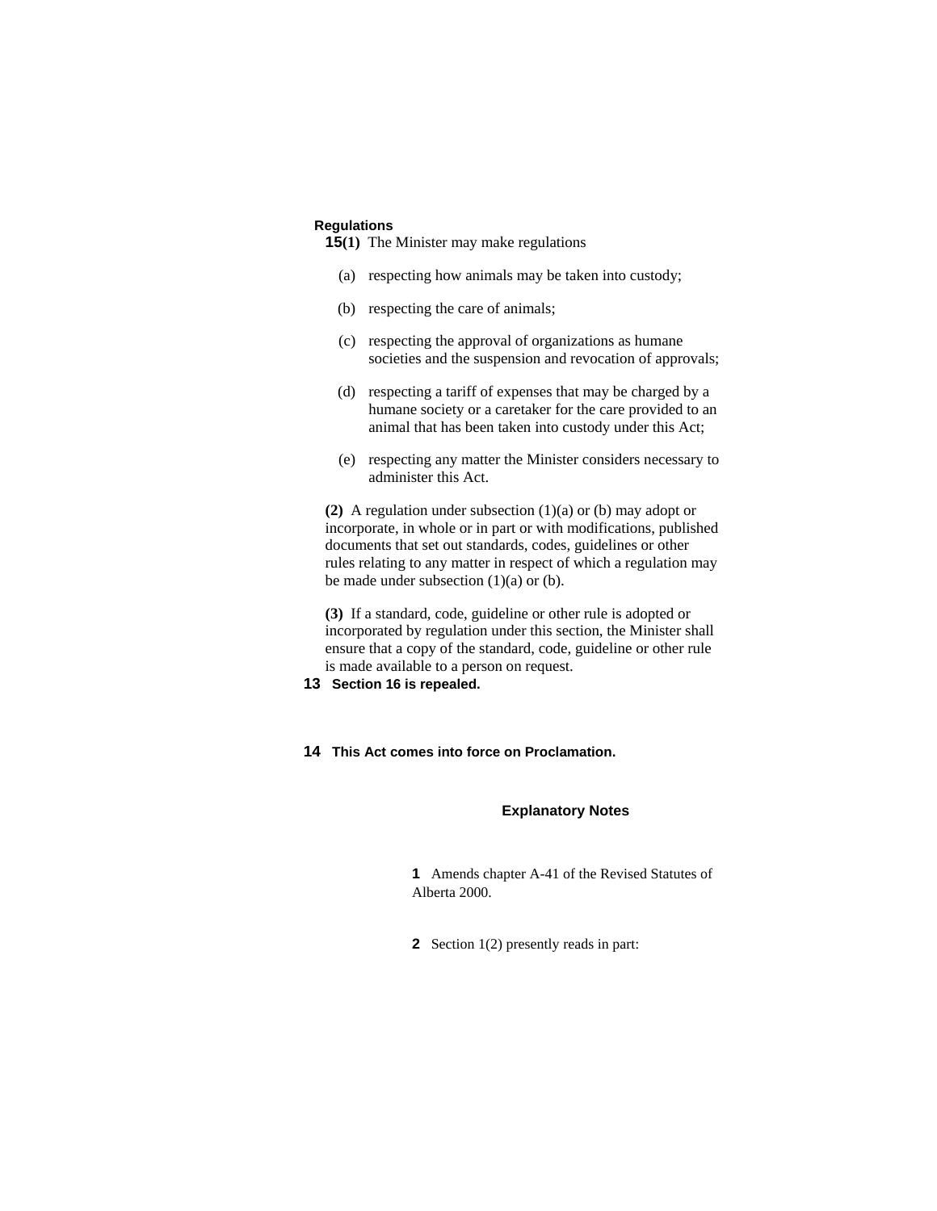**Regulations**

**15(1)** The Minister may make regulations

(a) respecting how animals may be taken into custody;

(b) respecting the care of animals;

(c) respecting the approval of organizations as humane societies and the suspension and revocation of approvals;

(d) respecting a tariff of expenses that may be charged by a humane society or a caretaker for the care provided to an animal that has been taken into custody under this Act;

(e) respecting any matter the Minister considers necessary to administer this Act.

**(2)** A regulation under subsection (1)(a) or (b) may adopt or incorporate, in whole or in part or with modifications, published documents that set out standards, codes, guidelines or other rules relating to any matter in respect of which a regulation may be made under subsection (1)(a) or (b).

**(3)** If a standard, code, guideline or other rule is adopted or incorporated by regulation under this section, the Minister shall ensure that a copy of the standard, code, guideline or other rule is made available to a person on request.

**13 Section 16 is repealed.**

**14 This Act comes into force on Proclamation.**

## Explanatory Notes

**1** Amends chapter A-41 of the Revised Statutes of Alberta 2000.

**2** Section 1(2) presently reads in part: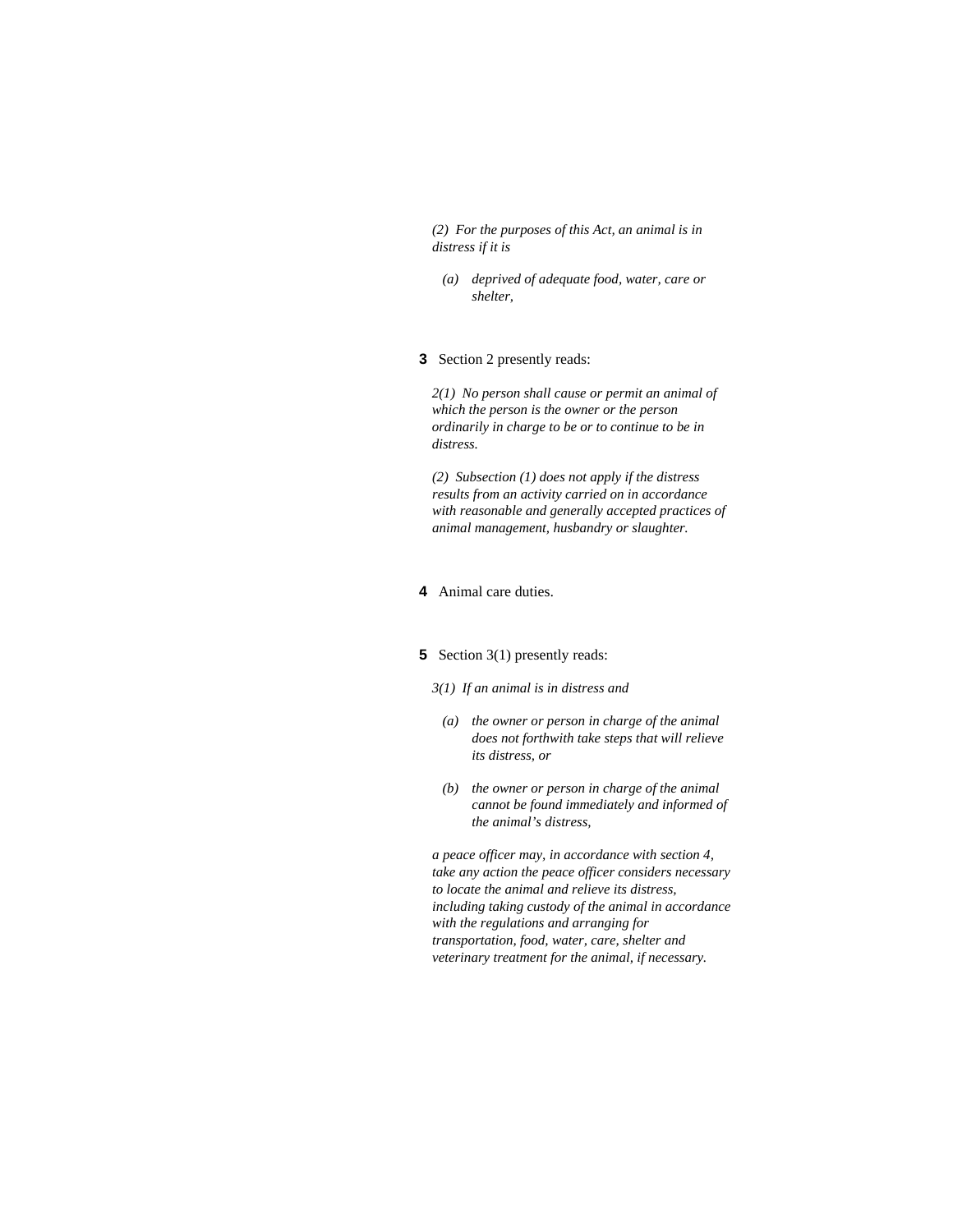*(2) For the purposes of this Act, an animal is in distress if it is*

*(a) deprived of adequate food, water, care or shelter,*

**3** Section 2 presently reads:

*2(1) No person shall cause or permit an animal of which the person is the owner or the person ordinarily in charge to be or to continue to be in distress.*

*(2) Subsection (1) does not apply if the distress results from an activity carried on in accordance with reasonable and generally accepted practices of animal management, husbandry or slaughter.*

**4** Animal care duties.

**5** Section 3(1) presently reads:

*3(1) If an animal is in distress and*

*(a) the owner or person in charge of the animal does not forthwith take steps that will relieve its distress, or*

*(b) the owner or person in charge of the animal cannot be found immediately and informed of the animal's distress,*

*a peace officer may, in accordance with section 4, take any action the peace officer considers necessary to locate the animal and relieve its distress, including taking custody of the animal in accordance with the regulations and arranging for transportation, food, water, care, shelter and veterinary treatment for the animal, if necessary.*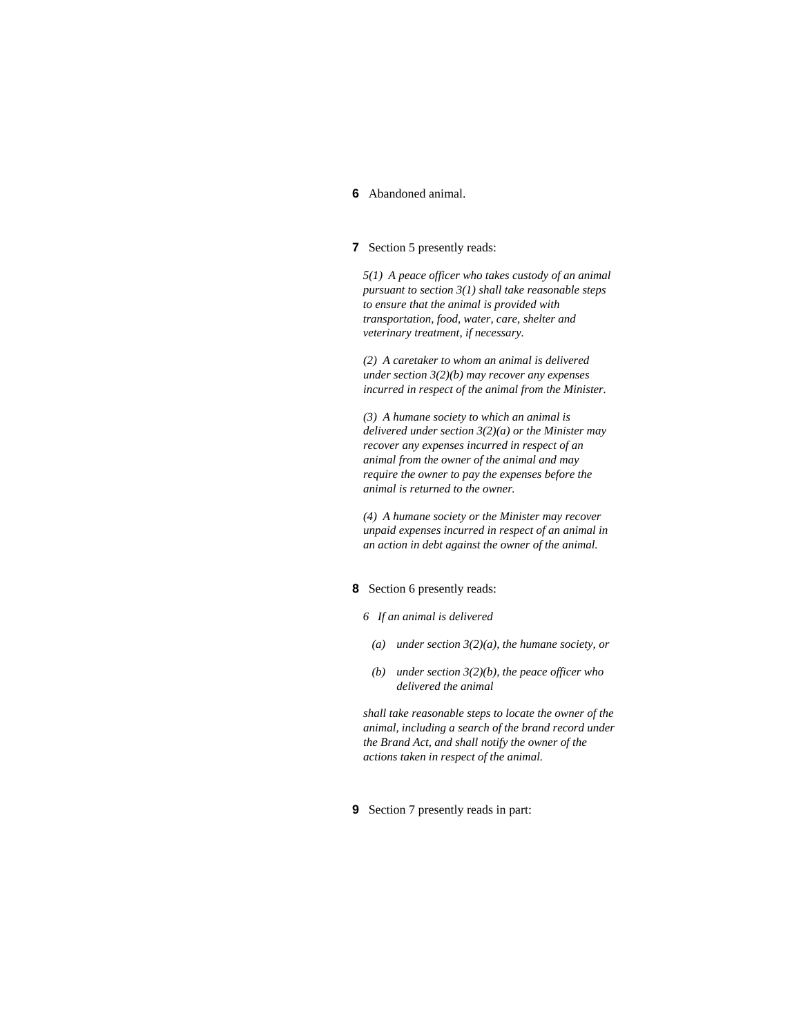**6** Abandoned animal.

**7** Section 5 presently reads:

*5(1) A peace officer who takes custody of an animal pursuant to section 3(1) shall take reasonable steps to ensure that the animal is provided with transportation, food, water, care, shelter and veterinary treatment, if necessary.*

*(2) A caretaker to whom an animal is delivered under section 3(2)(b) may recover any expenses incurred in respect of the animal from the Minister.*

*(3) A humane society to which an animal is delivered under section 3(2)(a) or the Minister may recover any expenses incurred in respect of an animal from the owner of the animal and may require the owner to pay the expenses before the animal is returned to the owner.*

*(4) A humane society or the Minister may recover unpaid expenses incurred in respect of an animal in an action in debt against the owner of the animal.*

**8** Section 6 presently reads:

*6 If an animal is delivered*

*(a) under section 3(2)(a), the humane society, or*

*(b) under section 3(2)(b), the peace officer who delivered the animal*

*shall take reasonable steps to locate the owner of the animal, including a search of the brand record under the Brand Act, and shall notify the owner of the actions taken in respect of the animal.*

**9** Section 7 presently reads in part: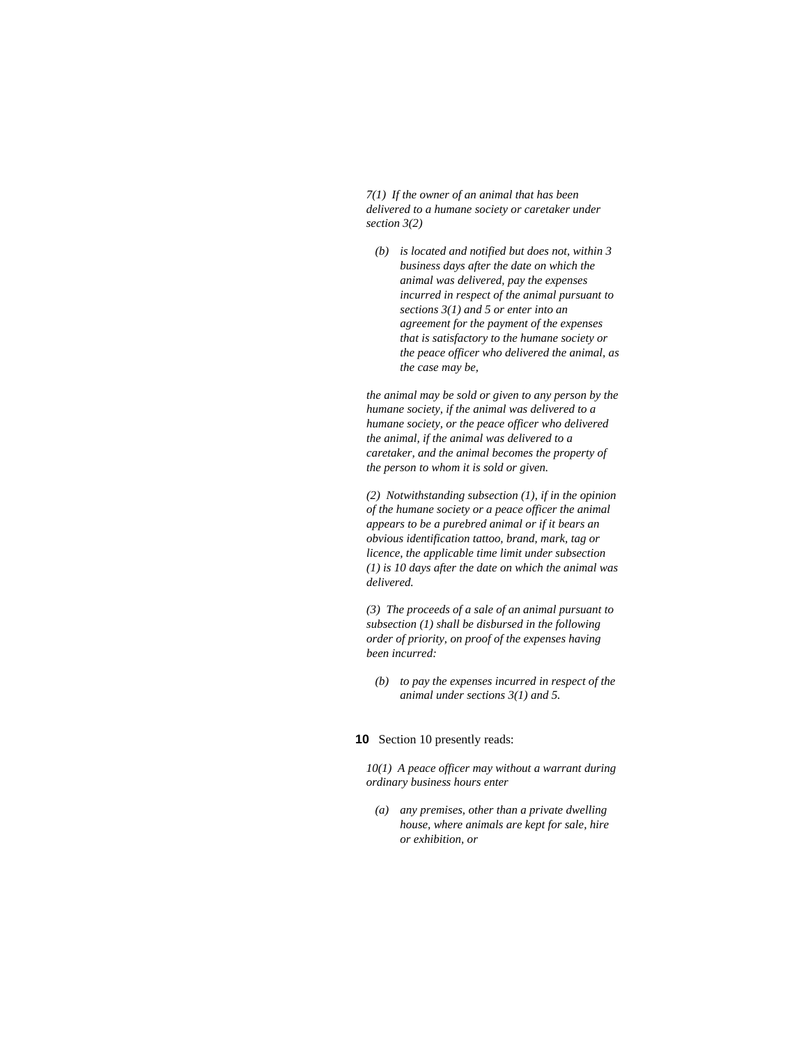*7(1) If the owner of an animal that has been delivered to a humane society or caretaker under section 3(2)*

*(b) is located and notified but does not, within 3 business days after the date on which the animal was delivered, pay the expenses incurred in respect of the animal pursuant to sections 3(1) and 5 or enter into an agreement for the payment of the expenses that is satisfactory to the humane society or the peace officer who delivered the animal, as the case may be,*

*the animal may be sold or given to any person by the humane society, if the animal was delivered to a humane society, or the peace officer who delivered the animal, if the animal was delivered to a caretaker, and the animal becomes the property of the person to whom it is sold or given.*

*(2) Notwithstanding subsection (1), if in the opinion of the humane society or a peace officer the animal appears to be a purebred animal or if it bears an obvious identification tattoo, brand, mark, tag or licence, the applicable time limit under subsection (1) is 10 days after the date on which the animal was delivered.*

*(3) The proceeds of a sale of an animal pursuant to subsection (1) shall be disbursed in the following order of priority, on proof of the expenses having been incurred:*

*(b) to pay the expenses incurred in respect of the animal under sections 3(1) and 5.*

**10** Section 10 presently reads:

*10(1) A peace officer may without a warrant during ordinary business hours enter*

*(a) any premises, other than a private dwelling house, where animals are kept for sale, hire or exhibition, or*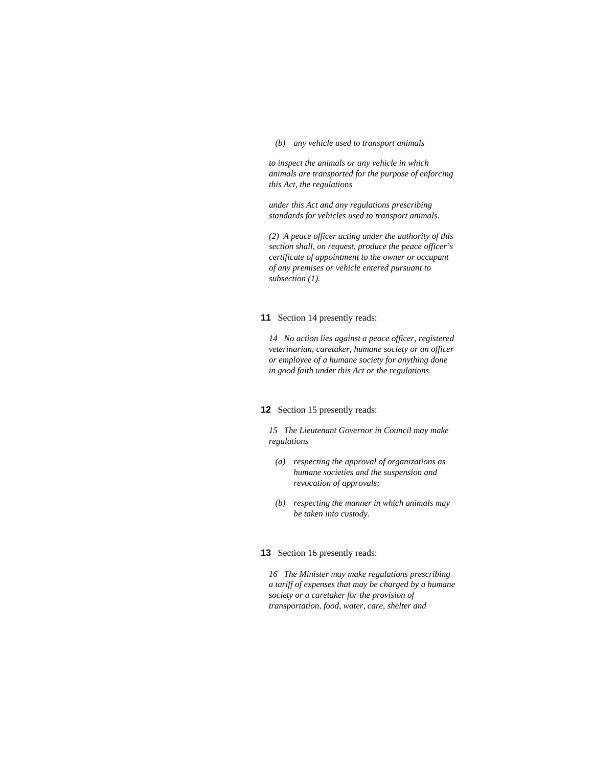*(b) any vehicle used to transport animals*

*to inspect the animals or any vehicle in which animals are transported for the purpose of enforcing this Act, the regulations*

*under this Act and any regulations prescribing standards for vehicles used to transport animals.*

*(2) A peace officer acting under the authority of this section shall, on request, produce the peace officer's certificate of appointment to the owner or occupant of any premises or vehicle entered pursuant to subsection (1).*

**11** Section 14 presently reads:

*14 No action lies against a peace officer, registered veterinarian, caretaker, humane society or an officer or employee of a humane society for anything done in good faith under this Act or the regulations.*

**12** Section 15 presently reads:

*15 The Lieutenant Governor in Council may make regulations*

*(a) respecting the approval of organizations as humane societies and the suspension and revocation of approvals;*

*(b) respecting the manner in which animals may be taken into custody.*

**13** Section 16 presently reads:

*16 The Minister may make regulations prescribing a tariff of expenses that may be charged by a humane society or a caretaker for the provision of transportation, food, water, care, shelter and*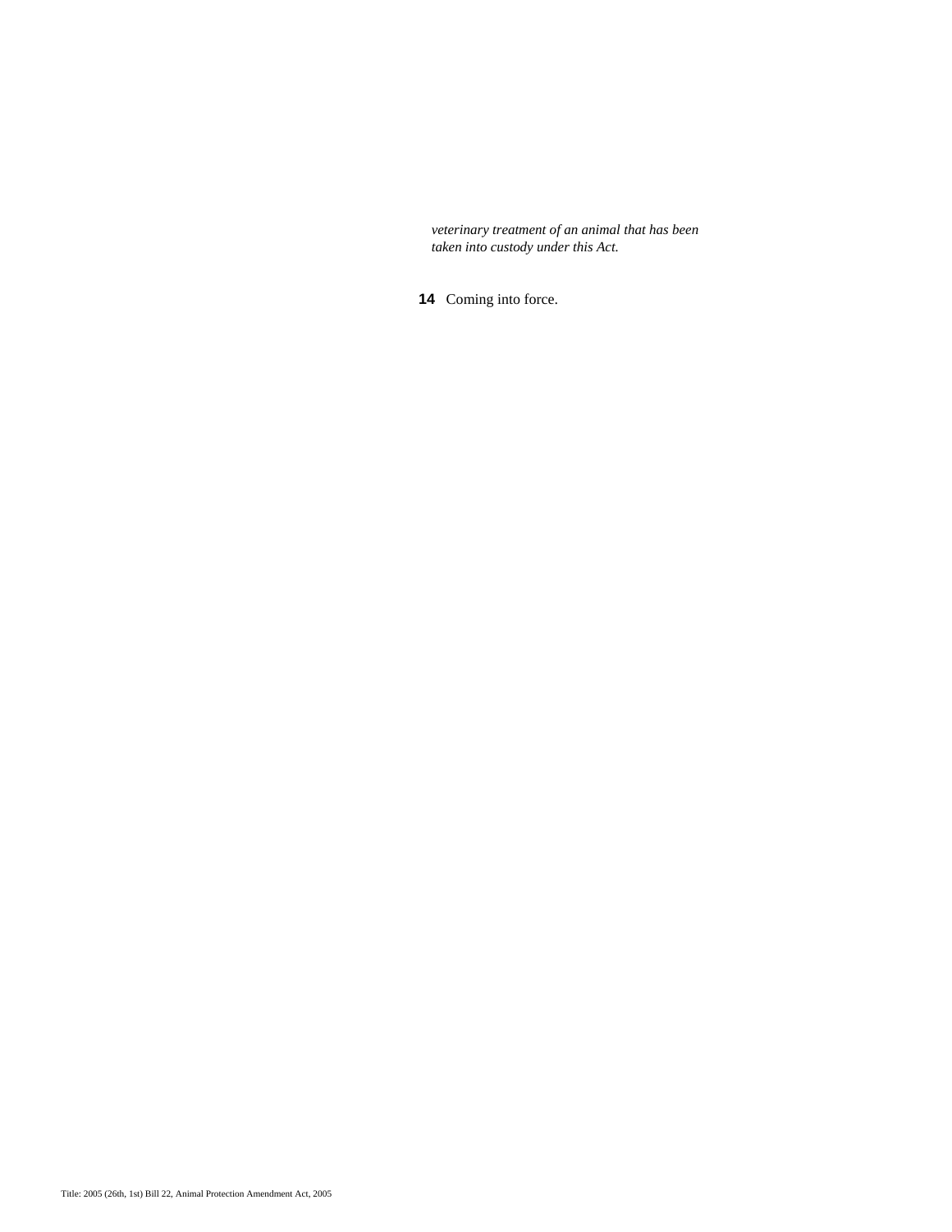*veterinary treatment of an animal that has been taken into custody under this Act.*

**14** Coming into force.